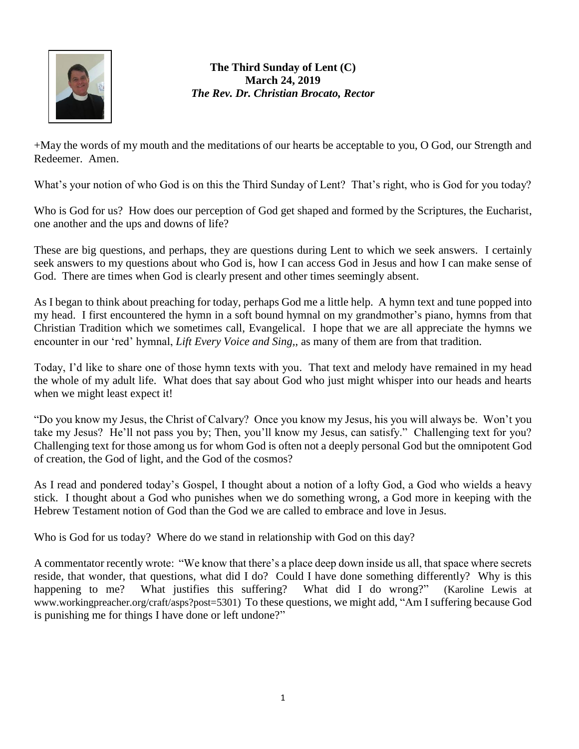**The Third Sunday of Lent (C)**
**March 24, 2019**
***The Rev. Dr. Christian Brocato, Rector***

+May the words of my mouth and the meditations of our hearts be acceptable to you, O God, our Strength and Redeemer. Amen.

What's your notion of who God is on this the Third Sunday of Lent? That's right, who is God for you today?

Who is God for us? How does our perception of God get shaped and formed by the Scriptures, the Eucharist, one another and the ups and downs of life?

These are big questions, and perhaps, they are questions during Lent to which we seek answers. I certainly seek answers to my questions about who God is, how I can access God in Jesus and how I can make sense of God. There are times when God is clearly present and other times seemingly absent.

As I began to think about preaching for today, perhaps God me a little help. A hymn text and tune popped into my head. I first encountered the hymn in a soft bound hymnal on my grandmother's piano, hymns from that Christian Tradition which we sometimes call, Evangelical. I hope that we are all appreciate the hymns we encounter in our 'red' hymnal, *Lift Every Voice and Sing*,, as many of them are from that tradition.

Today, I'd like to share one of those hymn texts with you. That text and melody have remained in my head the whole of my adult life. What does that say about God who just might whisper into our heads and hearts when we might least expect it!

"Do you know my Jesus, the Christ of Calvary? Once you know my Jesus, his you will always be. Won't you take my Jesus? He'll not pass you by; Then, you'll know my Jesus, can satisfy." Challenging text for you? Challenging text for those among us for whom God is often not a deeply personal God but the omnipotent God of creation, the God of light, and the God of the cosmos?

As I read and pondered today's Gospel, I thought about a notion of a lofty God, a God who wields a heavy stick. I thought about a God who punishes when we do something wrong, a God more in keeping with the Hebrew Testament notion of God than the God we are called to embrace and love in Jesus.

Who is God for us today? Where do we stand in relationship with God on this day?

A commentator recently wrote: "We know that there's a place deep down inside us all, that space where secrets reside, that wonder, that questions, what did I do? Could I have done something differently? Why is this happening to me? What justifies this suffering? What did I do wrong?" (Karoline Lewis at www.workingpreacher.org/craft/asps?post=5301) To these questions, we might add, "Am I suffering because God is punishing me for things I have done or left undone?"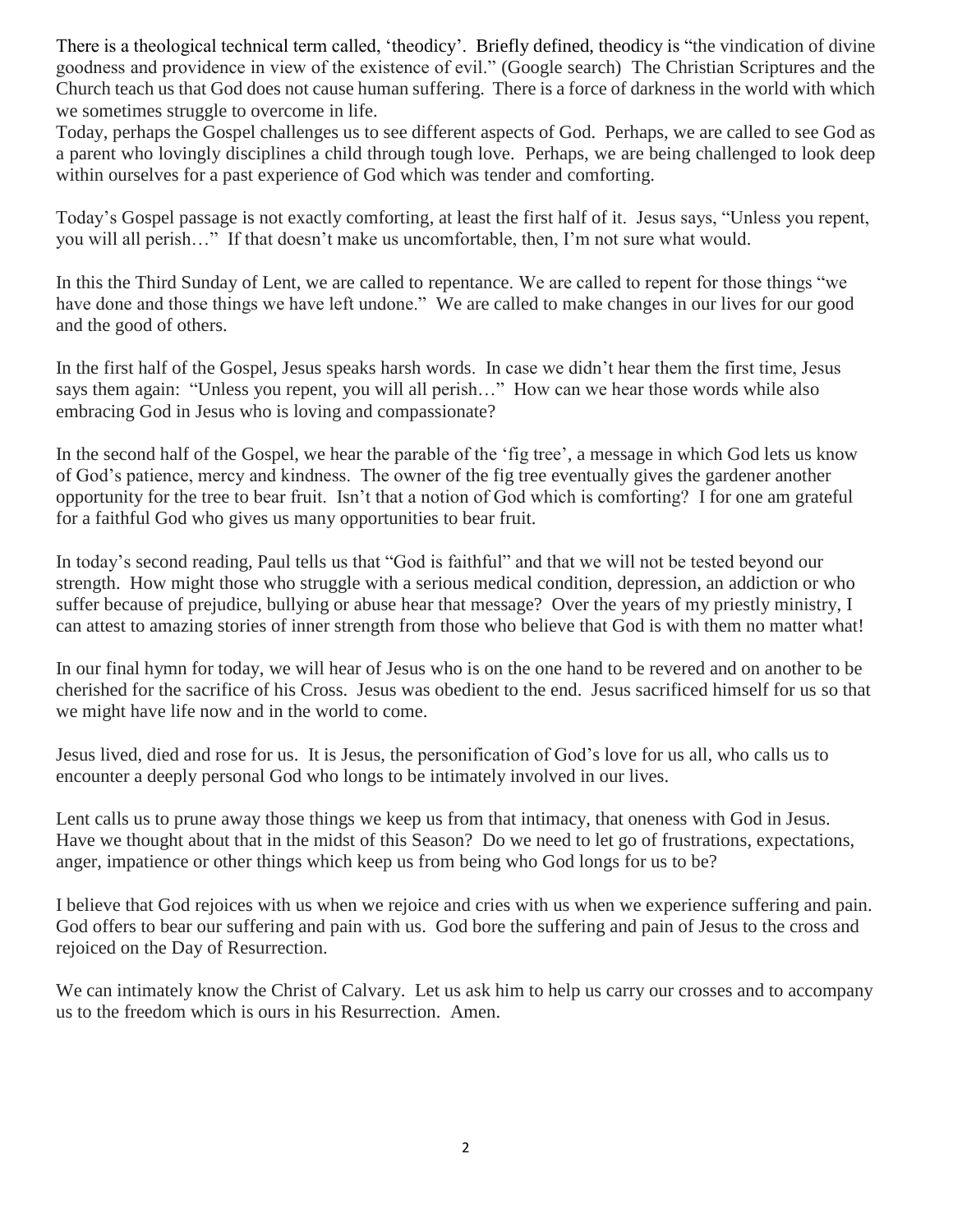There is a theological technical term called, 'theodicy'. Briefly defined, theodicy is "the vindication of divine goodness and providence in view of the existence of evil." (Google search) The Christian Scriptures and the Church teach us that God does not cause human suffering. There is a force of darkness in the world with which we sometimes struggle to overcome in life.
Today, perhaps the Gospel challenges us to see different aspects of God. Perhaps, we are called to see God as a parent who lovingly disciplines a child through tough love. Perhaps, we are being challenged to look deep within ourselves for a past experience of God which was tender and comforting.

Today's Gospel passage is not exactly comforting, at least the first half of it. Jesus says, "Unless you repent, you will all perish…" If that doesn't make us uncomfortable, then, I'm not sure what would.

In this the Third Sunday of Lent, we are called to repentance. We are called to repent for those things "we have done and those things we have left undone." We are called to make changes in our lives for our good and the good of others.

In the first half of the Gospel, Jesus speaks harsh words. In case we didn't hear them the first time, Jesus says them again: "Unless you repent, you will all perish…" How can we hear those words while also embracing God in Jesus who is loving and compassionate?

In the second half of the Gospel, we hear the parable of the 'fig tree', a message in which God lets us know of God's patience, mercy and kindness. The owner of the fig tree eventually gives the gardener another opportunity for the tree to bear fruit. Isn't that a notion of God which is comforting? I for one am grateful for a faithful God who gives us many opportunities to bear fruit.

In today's second reading, Paul tells us that "God is faithful" and that we will not be tested beyond our strength. How might those who struggle with a serious medical condition, depression, an addiction or who suffer because of prejudice, bullying or abuse hear that message? Over the years of my priestly ministry, I can attest to amazing stories of inner strength from those who believe that God is with them no matter what!

In our final hymn for today, we will hear of Jesus who is on the one hand to be revered and on another to be cherished for the sacrifice of his Cross. Jesus was obedient to the end. Jesus sacrificed himself for us so that we might have life now and in the world to come.

Jesus lived, died and rose for us. It is Jesus, the personification of God's love for us all, who calls us to encounter a deeply personal God who longs to be intimately involved in our lives.

Lent calls us to prune away those things we keep us from that intimacy, that oneness with God in Jesus. Have we thought about that in the midst of this Season? Do we need to let go of frustrations, expectations, anger, impatience or other things which keep us from being who God longs for us to be?

I believe that God rejoices with us when we rejoice and cries with us when we experience suffering and pain. God offers to bear our suffering and pain with us. God bore the suffering and pain of Jesus to the cross and rejoiced on the Day of Resurrection.

We can intimately know the Christ of Calvary. Let us ask him to help us carry our crosses and to accompany us to the freedom which is ours in his Resurrection. Amen.